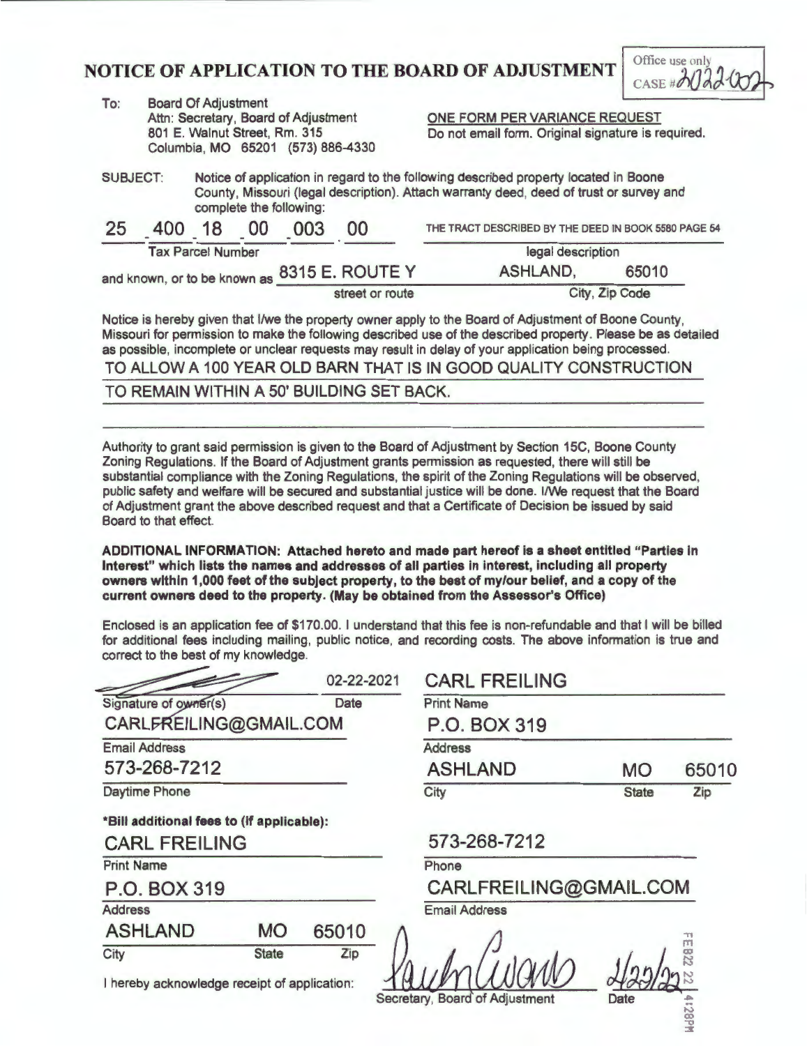# NOTICE OF APPLICATION TO THE BOARD OF ADJUSTMENT

Office use only
CASE # 2022-002

To: Board Of Adjustment
Attn: Secretary, Board of Adjustment
801 E. Walnut Street, Rm. 315
Columbia, MO 65201 (573) 886-4330

ONE FORM PER VARIANCE REQUEST
Do not email form. Original signature is required.

SUBJECT: Notice of application in regard to the following described property located in Boone County, Missouri (legal description). Attach warranty deed, deed of trust or survey and complete the following:

25 - 400 - 18 - 00 - 003 . 00
Tax Parcel Number

THE TRACT DESCRIBED BY THE DEED IN BOOK 5580 PAGE 54
legal description

and known, or to be known as 8315 E. ROUTE Y (street or route) ASHLAND, 65010 (City, Zip Code)

Notice is hereby given that I/we the property owner apply to the Board of Adjustment of Boone County, Missouri for permission to make the following described use of the described property. Please be as detailed as possible, incomplete or unclear requests may result in delay of your application being processed.

TO ALLOW A 100 YEAR OLD BARN THAT IS IN GOOD QUALITY CONSTRUCTION TO REMAIN WITHIN A 50' BUILDING SET BACK.

Authority to grant said permission is given to the Board of Adjustment by Section 15C, Boone County Zoning Regulations. If the Board of Adjustment grants permission as requested, there will still be substantial compliance with the Zoning Regulations, the spirit of the Zoning Regulations will be observed, public safety and welfare will be secured and substantial justice will be done. I/We request that the Board of Adjustment grant the above described request and that a Certificate of Decision be issued by said Board to that effect.

**ADDITIONAL INFORMATION: Attached hereto and made part hereof is a sheet entitled "Parties in Interest" which lists the names and addresses of all parties in interest, including all property owners within 1,000 feet of the subject property, to the best of my/our belief, and a copy of the current owners deed to the property. (May be obtained from the Assessor's Office)**

Enclosed is an application fee of $170.00. I understand that this fee is non-refundable and that I will be billed for additional fees including mailing, public notice, and recording costs. The above information is true and correct to the best of my knowledge.

| | |
|---|---|
| [signature] 02-22-2021 | CARL FREILING |
| Signature of owner(s) / Date | Print Name |
| CARLFREILING@GMAIL.COM | P.O. BOX 319 |
| Email Address | Address |
| 573-268-7212 | ASHLAND MO 65010 |
| Daytime Phone | City / State / Zip |

**\*Bill additional fees to (if applicable):**

| | |
|---|---|
| CARL FREILING | 573-268-7212 |
| Print Name | Phone |
| P.O. BOX 319 | CARLFREILING@GMAIL.COM |
| Address | Email Address |
| ASHLAND MO 65010 | |
| City / State / Zip | |

I hereby acknowledge receipt of application: [signature] 2/22/22
Secretary, Board of Adjustment Date

FEB 22 22 4:28PM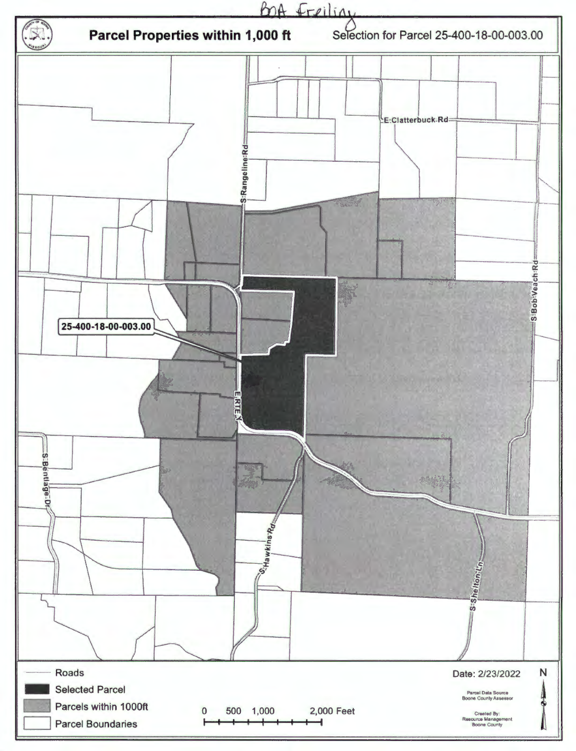BOA Freiling

# Parcel Properties within 1,000 ft

Selection for Parcel 25-400-18-00-003.00

25-400-18-00-003.00

E:Clatterbuck-Rd

S:Rangeline-Rd

S:Bob-Veach-Rd

E-RTE-X

S:Bentlage-Dr

S:Hawkins-Rd

S:Shelton-Ln

Roads

Selected Parcel

Parcels within 1000ft

Parcel Boundaries

0 500 1,000 2,000 Feet

Date: 2/23/2022

N

Parcel Data Source Boone County Assessor

Created By: Resource Management Boone County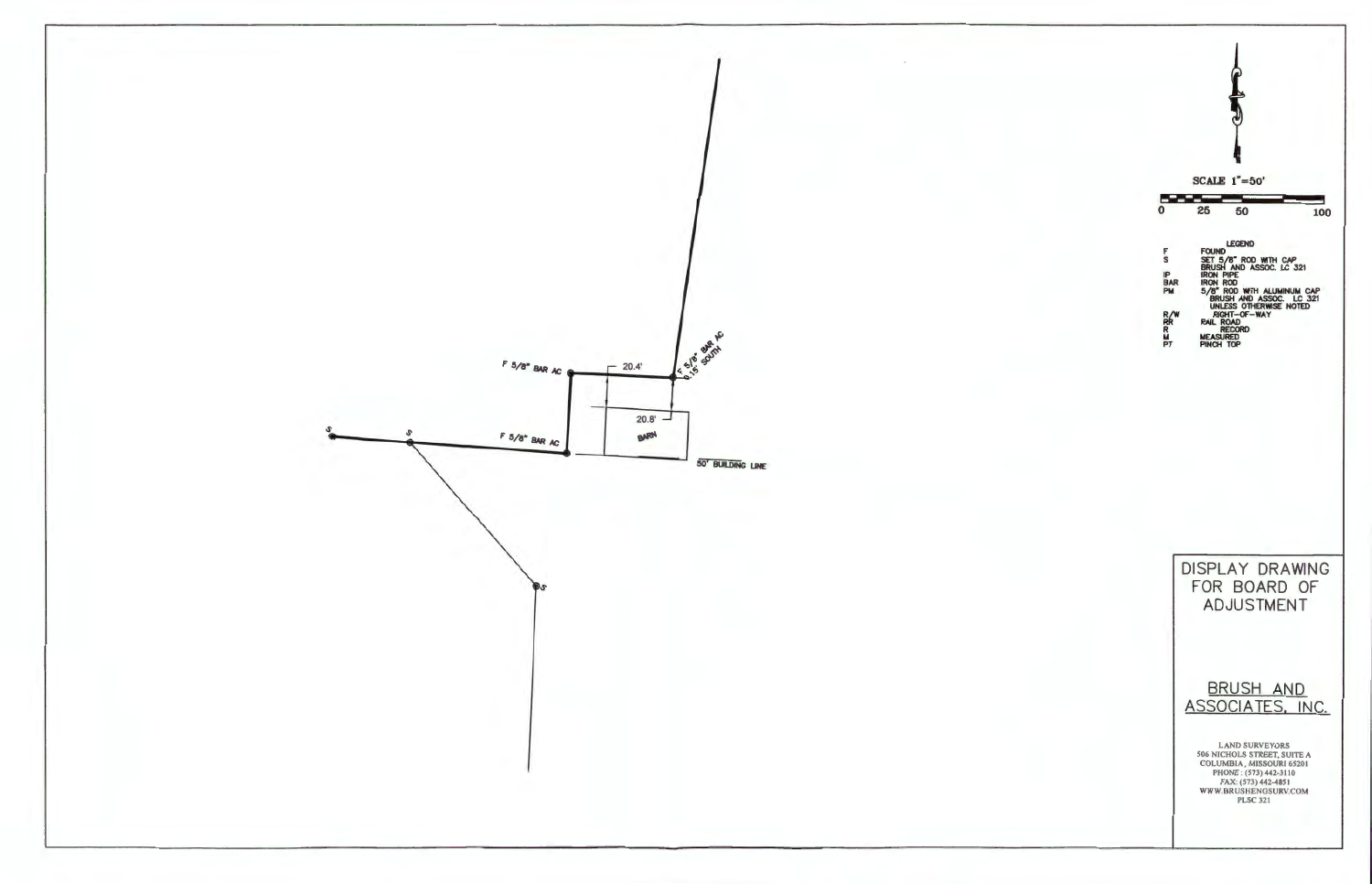F 5/8" BAR AC

20.4'

F 5/8" BAR AC 0.15' SOUTH

20.8'

BARN

F 5/8" BAR AC

50' BUILDING LINE

S

S

S

SCALE 1"=50'

0 25 50 100

LEGEND

| | |
|---|---|
| F | FOUND |
| S | SET 5/8" ROD WITH CAP BRUSH AND ASSOC. LC 321 |
| IP | IRON PIPE |
| BAR | IRON ROD |
| PM | 5/8" ROD WITH ALUMINUM CAP BRUSH AND ASSOC. LC 321 UNLESS OTHERWISE NOTED |
| R/W | RIGHT-OF-WAY |
| RR | RAIL ROAD |
| R | RECORD |
| M | MEASURED |
| PT | PINCH TOP |

DISPLAY DRAWING FOR BOARD OF ADJUSTMENT

BRUSH AND ASSOCIATES, INC.

LAND SURVEYORS
506 NICHOLS STREET, SUITE A
COLUMBIA, MISSOURI 65201
PHONE: (573) 442-3110
FAX: (573) 442-4851
WWW.BRUSHENGSURV.COM
PLSC 321